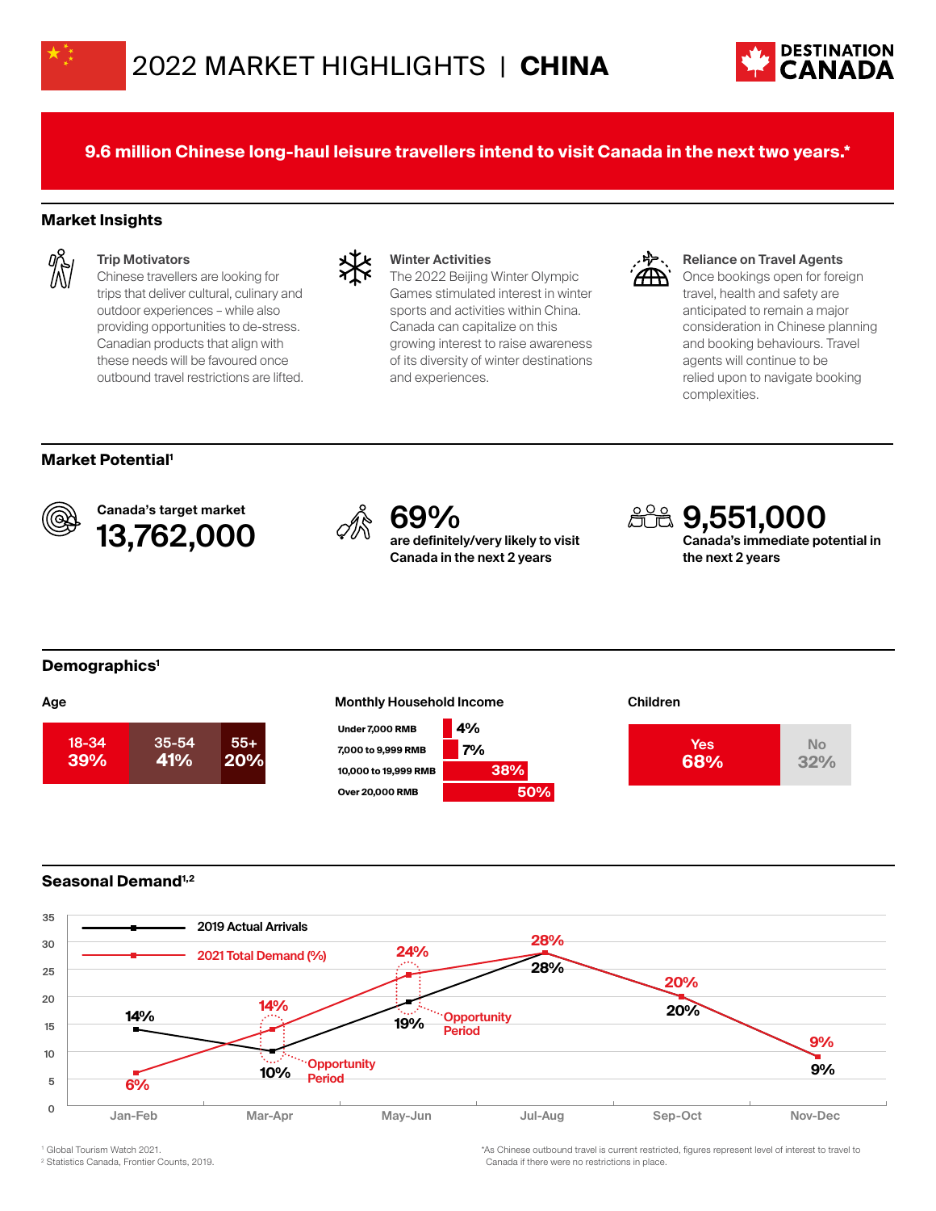# 2022 MARKET HIGHLIGHTS | CHINA

DESTINATION CANADA

**9.6 million Chinese long-haul leisure travellers intend to visit Canada in the next two years.***

## Market Insights

### Trip Motivators

Chinese travellers are looking for trips that deliver cultural, culinary and outdoor experiences – while also providing opportunities to de-stress. Canadian products that align with these needs will be favoured once outbound travel restrictions are lifted.

### Winter Activities

The 2022 Beijing Winter Olympic Games stimulated interest in winter sports and activities within China. Canada can capitalize on this growing interest to raise awareness of its diversity of winter destinations and experiences.

### Reliance on Travel Agents

Once bookings open for foreign travel, health and safety are anticipated to remain a major consideration in Chinese planning and booking behaviours. Travel agents will continue to be relied upon to navigate booking complexities.

## Market Potential[1]

**Canada's target market**
**13,762,000**

**69%**
**are definitely/very likely to visit Canada in the next 2 years**

**9,551,000**
**Canada's immediate potential in the next 2 years**

## Demographics[1]

### Age

| 18-34 | 35-54 | 55+ |
|---|---|---|
| 39% | 41% | 20% |

### Monthly Household Income

| Income | % |
|---|---|
| Under 7,000 RMB | 4% |
| 7,000 to 9,999 RMB | 7% |
| 10,000 to 19,999 RMB | 38% |
| Over 20,000 RMB | 50% |

### Children

| Yes | No |
|---|---|
| 68% | 32% |

## Seasonal Demand[1,2]

| | Jan-Feb | Mar-Apr | May-Jun | Jul-Aug | Sep-Oct | Nov-Dec |
|---|---|---|---|---|---|---|
| 2019 Actual Arrivals | 14% | 10% | 19% | 28% | 20% | 9% |
| 2021 Total Demand (%) | 6% | 14% | 24% | 28% | 20% | 9% |

Opportunity Period: Mar-Apr; May-Jun

[1] Global Tourism Watch 2021.
[2] Statistics Canada, Frontier Counts, 2019.

*As Chinese outbound travel is current restricted, figures represent level of interest to travel to Canada if there were no restrictions in place.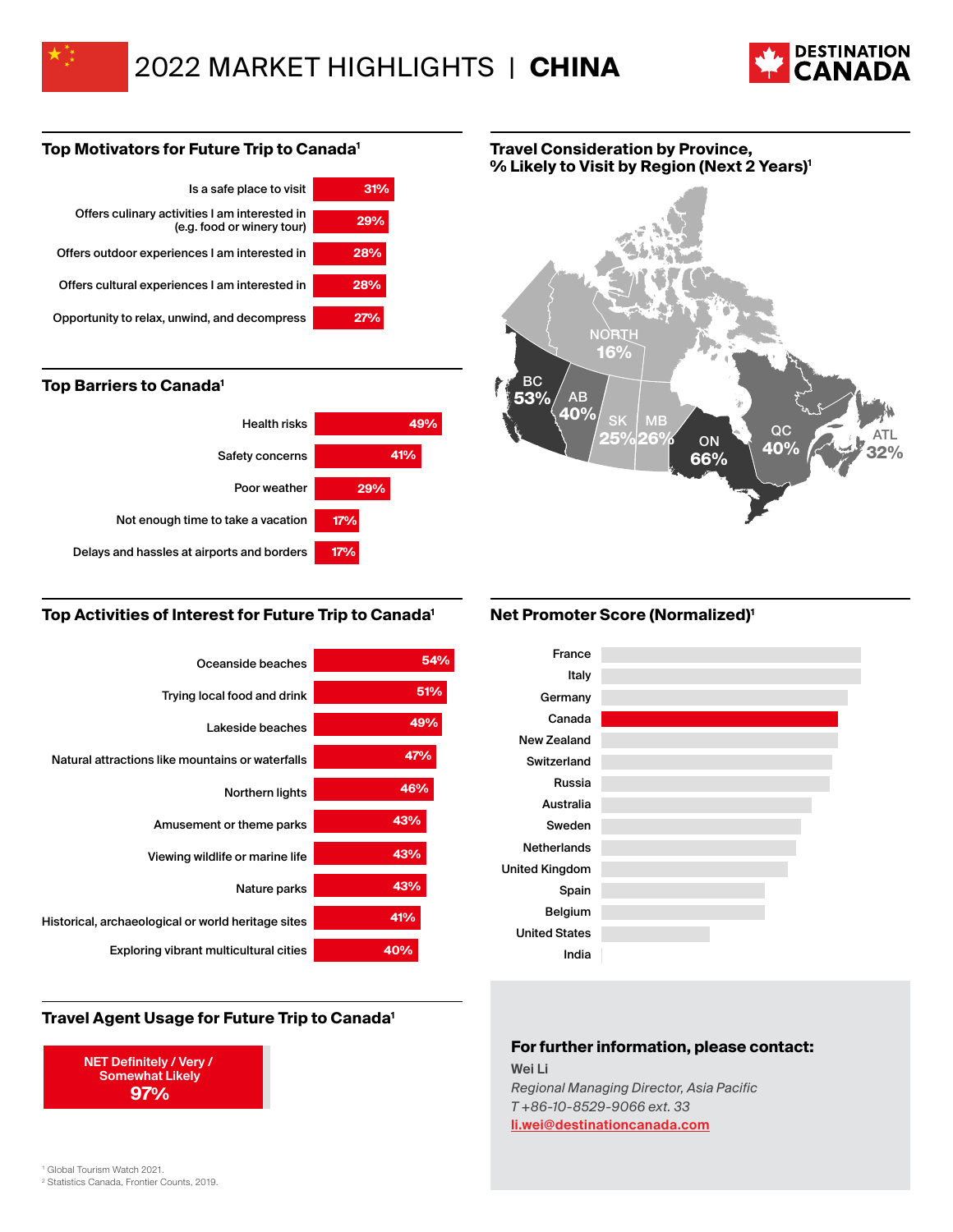# 2022 MARKET HIGHLIGHTS | CHINA

DESTINATION CANADA

## Top Motivators for Future Trip to Canada[1]

Is a safe place to visit 31%

Offers culinary activities I am interested in (e.g. food or winery tour) 29%

Offers outdoor experiences I am interested in 28%

Offers cultural experiences I am interested in 28%

Opportunity to relax, unwind, and decompress 27%

## Top Barriers to Canada[1]

Health risks 49%

Safety concerns 41%

Poor weather 29%

Not enough time to take a vacation 17%

Delays and hassles at airports and borders 17%

## Travel Consideration by Province, % Likely to Visit by Region (Next 2 Years)[1]

NORTH 16%

BC 53%

AB 40%

SK 25%

MB 26%

ON 66%

QC 40%

ATL 32%

## Top Activities of Interest for Future Trip to Canada[1]

Oceanside beaches 54%

Trying local food and drink 51%

Lakeside beaches 49%

Natural attractions like mountains or waterfalls 47%

Northern lights 46%

Amusement or theme parks 43%

Viewing wildlife or marine life 43%

Nature parks 43%

Historical, archaeological or world heritage sites 41%

Exploring vibrant multicultural cities 40%

## Net Promoter Score (Normalized)[1]

France

Italy

Germany

Canada

New Zealand

Switzerland

Russia

Australia

Sweden

Netherlands

United Kingdom

Spain

Belgium

United States

India

## Travel Agent Usage for Future Trip to Canada[1]

NET Definitely / Very / Somewhat Likely

97%

**For further information, please contact:**

**Wei Li**

*Regional Managing Director, Asia Pacific*

*T +86-10-8529-9066 ext. 33*

li.wei@destinationcanada.com

[1] Global Tourism Watch 2021.

[2] Statistics Canada, Frontier Counts, 2019.